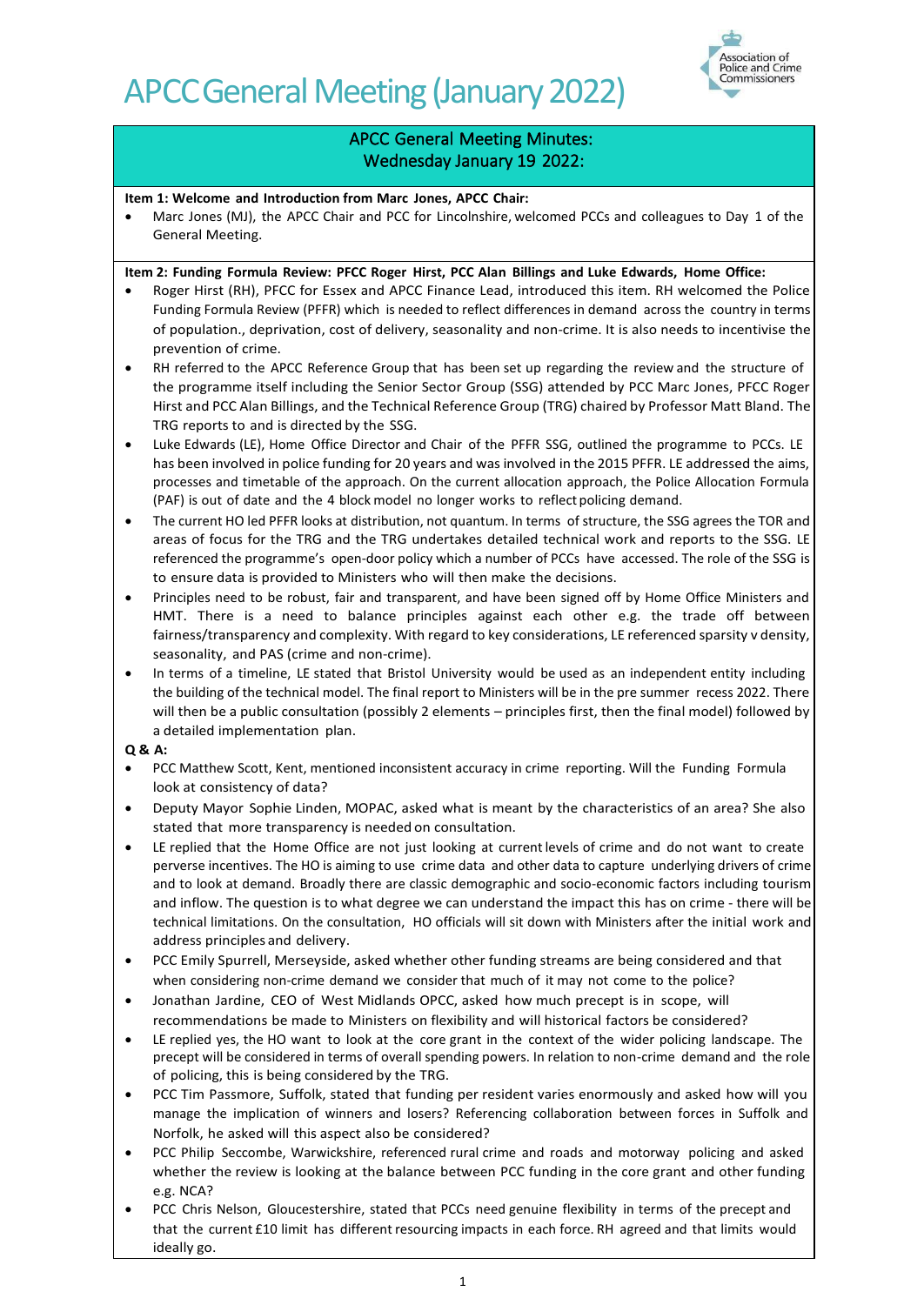# APCC General Meeting (January 2022)

## APCC General Meeting Minutes: Wednesday January 19 2022:

**Item 1: Welcome and Introduction from Marc Jones, APCC Chair:**

- Marc Jones (MJ), the APCC Chair and PCC for Lincolnshire, welcomed PCCs and colleagues to Day 1 of the General Meeting.

**Item 2: Funding Formula Review: PFCC Roger Hirst, PCC Alan Billings and Luke Edwards, Home Office:**

- Roger Hirst (RH), PFCC for Essex and APCC Finance Lead, introduced this item. RH welcomed the Police Funding Formula Review (PFFR) which is needed to reflect differences in demand across the country in terms of population., deprivation, cost of delivery, seasonality and non-crime. It is also needs to incentivise the prevention of crime.
- RH referred to the APCC Reference Group that has been set up regarding the review and the structure of the programme itself including the Senior Sector Group (SSG) attended by PCC Marc Jones, PFCC Roger Hirst and PCC Alan Billings, and the Technical Reference Group (TRG) chaired by Professor Matt Bland. The TRG reports to and is directed by the SSG.
- Luke Edwards (LE), Home Office Director and Chair of the PFFR SSG, outlined the programme to PCCs. LE has been involved in police funding for 20 years and was involved in the 2015 PFFR. LE addressed the aims, processes and timetable of the approach. On the current allocation approach, the Police Allocation Formula (PAF) is out of date and the 4 block model no longer works to reflect policing demand.
- The current HO led PFFR looks at distribution, not quantum. In terms of structure, the SSG agrees the TOR and areas of focus for the TRG and the TRG undertakes detailed technical work and reports to the SSG. LE referenced the programme's open-door policy which a number of PCCs have accessed. The role of the SSG is to ensure data is provided to Ministers who will then make the decisions.
- Principles need to be robust, fair and transparent, and have been signed off by Home Office Ministers and HMT. There is a need to balance principles against each other e.g. the trade off between fairness/transparency and complexity. With regard to key considerations, LE referenced sparsity v density, seasonality, and PAS (crime and non-crime).
- In terms of a timeline, LE stated that Bristol University would be used as an independent entity including the building of the technical model. The final report to Ministers will be in the pre summer recess 2022. There will then be a public consultation (possibly 2 elements – principles first, then the final model) followed by a detailed implementation plan.

**Q & A:**

- PCC Matthew Scott, Kent, mentioned inconsistent accuracy in crime reporting. Will the Funding Formula look at consistency of data?
- Deputy Mayor Sophie Linden, MOPAC, asked what is meant by the characteristics of an area? She also stated that more transparency is needed on consultation.
- LE replied that the Home Office are not just looking at current levels of crime and do not want to create perverse incentives. The HO is aiming to use crime data and other data to capture underlying drivers of crime and to look at demand. Broadly there are classic demographic and socio-economic factors including tourism and inflow. The question is to what degree we can understand the impact this has on crime - there will be technical limitations. On the consultation, HO officials will sit down with Ministers after the initial work and address principles and delivery.
- PCC Emily Spurrell, Merseyside, asked whether other funding streams are being considered and that when considering non-crime demand we consider that much of it may not come to the police?
- Jonathan Jardine, CEO of West Midlands OPCC, asked how much precept is in scope, will recommendations be made to Ministers on flexibility and will historical factors be considered?
- LE replied yes, the HO want to look at the core grant in the context of the wider policing landscape. The precept will be considered in terms of overall spending powers. In relation to non-crime demand and the role of policing, this is being considered by the TRG.
- PCC Tim Passmore, Suffolk, stated that funding per resident varies enormously and asked how will you manage the implication of winners and losers? Referencing collaboration between forces in Suffolk and Norfolk, he asked will this aspect also be considered?
- PCC Philip Seccombe, Warwickshire, referenced rural crime and roads and motorway policing and asked whether the review is looking at the balance between PCC funding in the core grant and other funding e.g. NCA?
- PCC Chris Nelson, Gloucestershire, stated that PCCs need genuine flexibility in terms of the precept and that the current £10 limit has different resourcing impacts in each force. RH agreed and that limits would ideally go.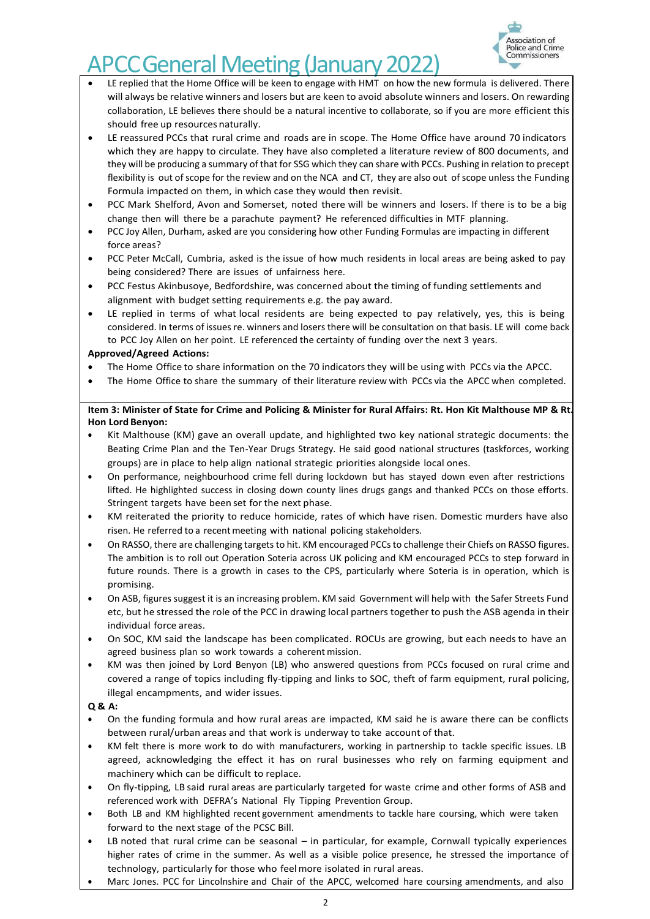- LE replied that the Home Office will be keen to engage with HMT on how the new formula is delivered. There will always be relative winners and losers but are keen to avoid absolute winners and losers. On rewarding collaboration, LE believes there should be a natural incentive to collaborate, so if you are more efficient this should free up resources naturally.
- LE reassured PCCs that rural crime and roads are in scope. The Home Office have around 70 indicators which they are happy to circulate. They have also completed a literature review of 800 documents, and they will be producing a summary of that for SSG which they can share with PCCs. Pushing in relation to precept flexibility is out of scope for the review and on the NCA and CT, they are also out of scope unless the Funding Formula impacted on them, in which case they would then revisit.
- PCC Mark Shelford, Avon and Somerset, noted there will be winners and losers. If there is to be a big change then will there be a parachute payment? He referenced difficulties in MTF planning.
- PCC Joy Allen, Durham, asked are you considering how other Funding Formulas are impacting in different force areas?
- PCC Peter McCall, Cumbria, asked is the issue of how much residents in local areas are being asked to pay being considered? There are issues of unfairness here.
- PCC Festus Akinbusoye, Bedfordshire, was concerned about the timing of funding settlements and alignment with budget setting requirements e.g. the pay award.
- LE replied in terms of what local residents are being expected to pay relatively, yes, this is being considered. In terms of issues re. winners and losers there will be consultation on that basis. LE will come back to PCC Joy Allen on her point. LE referenced the certainty of funding over the next 3 years.

**Approved/Agreed Actions:**

- The Home Office to share information on the 70 indicators they will be using with PCCs via the APCC.
- The Home Office to share the summary of their literature review with PCCs via the APCC when completed.

**Item 3: Minister of State for Crime and Policing & Minister for Rural Affairs: Rt. Hon Kit Malthouse MP & Rt. Hon Lord Benyon:**

- Kit Malthouse (KM) gave an overall update, and highlighted two key national strategic documents: the Beating Crime Plan and the Ten-Year Drugs Strategy. He said good national structures (taskforces, working groups) are in place to help align national strategic priorities alongside local ones.
- On performance, neighbourhood crime fell during lockdown but has stayed down even after restrictions lifted. He highlighted success in closing down county lines drugs gangs and thanked PCCs on those efforts. Stringent targets have been set for the next phase.
- KM reiterated the priority to reduce homicide, rates of which have risen. Domestic murders have also risen. He referred to a recent meeting with national policing stakeholders.
- On RASSO, there are challenging targets to hit. KM encouraged PCCs to challenge their Chiefs on RASSO figures. The ambition is to roll out Operation Soteria across UK policing and KM encouraged PCCs to step forward in future rounds. There is a growth in cases to the CPS, particularly where Soteria is in operation, which is promising.
- On ASB, figures suggest it is an increasing problem. KM said Government will help with the Safer Streets Fund etc, but he stressed the role of the PCC in drawing local partners together to push the ASB agenda in their individual force areas.
- On SOC, KM said the landscape has been complicated. ROCUs are growing, but each needs to have an agreed business plan so work towards a coherent mission.
- KM was then joined by Lord Benyon (LB) who answered questions from PCCs focused on rural crime and covered a range of topics including fly-tipping and links to SOC, theft of farm equipment, rural policing, illegal encampments, and wider issues.

**Q & A:**

- On the funding formula and how rural areas are impacted, KM said he is aware there can be conflicts between rural/urban areas and that work is underway to take account of that.
- KM felt there is more work to do with manufacturers, working in partnership to tackle specific issues. LB agreed, acknowledging the effect it has on rural businesses who rely on farming equipment and machinery which can be difficult to replace.
- On fly-tipping, LB said rural areas are particularly targeted for waste crime and other forms of ASB and referenced work with DEFRA's National Fly Tipping Prevention Group.
- Both LB and KM highlighted recent government amendments to tackle hare coursing, which were taken forward to the next stage of the PCSC Bill.
- LB noted that rural crime can be seasonal – in particular, for example, Cornwall typically experiences higher rates of crime in the summer. As well as a visible police presence, he stressed the importance of technology, particularly for those who feel more isolated in rural areas.
- Marc Jones. PCC for Lincolnshire and Chair of the APCC, welcomed hare coursing amendments, and also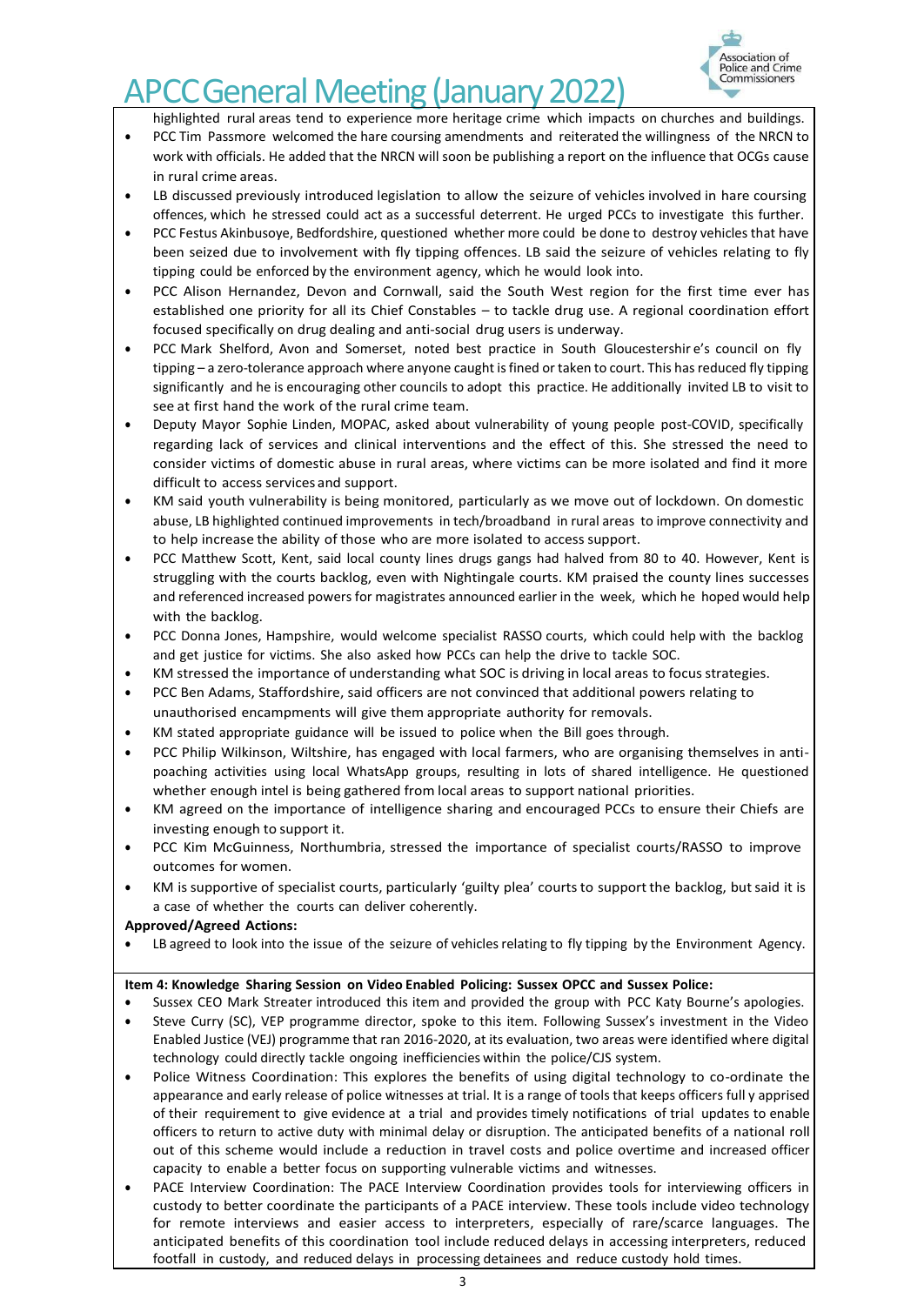highlighted rural areas tend to experience more heritage crime which impacts on churches and buildings.

- PCC Tim Passmore welcomed the hare coursing amendments and reiterated the willingness of the NRCN to work with officials. He added that the NRCN will soon be publishing a report on the influence that OCGs cause in rural crime areas.
- LB discussed previously introduced legislation to allow the seizure of vehicles involved in hare coursing offences, which he stressed could act as a successful deterrent. He urged PCCs to investigate this further.
- PCC Festus Akinbusoye, Bedfordshire, questioned whether more could be done to destroy vehicles that have been seized due to involvement with fly tipping offences. LB said the seizure of vehicles relating to fly tipping could be enforced by the environment agency, which he would look into.
- PCC Alison Hernandez, Devon and Cornwall, said the South West region for the first time ever has established one priority for all its Chief Constables – to tackle drug use. A regional coordination effort focused specifically on drug dealing and anti-social drug users is underway.
- PCC Mark Shelford, Avon and Somerset, noted best practice in South Gloucestershire's council on fly tipping – a zero-tolerance approach where anyone caught is fined or taken to court. This has reduced fly tipping significantly and he is encouraging other councils to adopt this practice. He additionally invited LB to visit to see at first hand the work of the rural crime team.
- Deputy Mayor Sophie Linden, MOPAC, asked about vulnerability of young people post-COVID, specifically regarding lack of services and clinical interventions and the effect of this. She stressed the need to consider victims of domestic abuse in rural areas, where victims can be more isolated and find it more difficult to access services and support.
- KM said youth vulnerability is being monitored, particularly as we move out of lockdown. On domestic abuse, LB highlighted continued improvements in tech/broadband in rural areas to improve connectivity and to help increase the ability of those who are more isolated to access support.
- PCC Matthew Scott, Kent, said local county lines drugs gangs had halved from 80 to 40. However, Kent is struggling with the courts backlog, even with Nightingale courts. KM praised the county lines successes and referenced increased powers for magistrates announced earlier in the week, which he hoped would help with the backlog.
- PCC Donna Jones, Hampshire, would welcome specialist RASSO courts, which could help with the backlog and get justice for victims. She also asked how PCCs can help the drive to tackle SOC.
- KM stressed the importance of understanding what SOC is driving in local areas to focus strategies.
- PCC Ben Adams, Staffordshire, said officers are not convinced that additional powers relating to unauthorised encampments will give them appropriate authority for removals.
- KM stated appropriate guidance will be issued to police when the Bill goes through.
- PCC Philip Wilkinson, Wiltshire, has engaged with local farmers, who are organising themselves in anti-poaching activities using local WhatsApp groups, resulting in lots of shared intelligence. He questioned whether enough intel is being gathered from local areas to support national priorities.
- KM agreed on the importance of intelligence sharing and encouraged PCCs to ensure their Chiefs are investing enough to support it.
- PCC Kim McGuinness, Northumbria, stressed the importance of specialist courts/RASSO to improve outcomes for women.
- KM is supportive of specialist courts, particularly 'guilty plea' courts to support the backlog, but said it is a case of whether the courts can deliver coherently.

**Approved/Agreed Actions:**

- LB agreed to look into the issue of the seizure of vehicles relating to fly tipping by the Environment Agency.

**Item 4: Knowledge Sharing Session on Video Enabled Policing: Sussex OPCC and Sussex Police:**

- Sussex CEO Mark Streater introduced this item and provided the group with PCC Katy Bourne's apologies.
- Steve Curry (SC), VEP programme director, spoke to this item. Following Sussex's investment in the Video Enabled Justice (VEJ) programme that ran 2016-2020, at its evaluation, two areas were identified where digital technology could directly tackle ongoing inefficiencies within the police/CJS system.
- Police Witness Coordination: This explores the benefits of using digital technology to co-ordinate the appearance and early release of police witnesses at trial. It is a range of tools that keeps officers fully apprised of their requirement to give evidence at a trial and provides timely notifications of trial updates to enable officers to return to active duty with minimal delay or disruption. The anticipated benefits of a national roll out of this scheme would include a reduction in travel costs and police overtime and increased officer capacity to enable a better focus on supporting vulnerable victims and witnesses.
- PACE Interview Coordination: The PACE Interview Coordination provides tools for interviewing officers in custody to better coordinate the participants of a PACE interview. These tools include video technology for remote interviews and easier access to interpreters, especially of rare/scarce languages. The anticipated benefits of this coordination tool include reduced delays in accessing interpreters, reduced footfall in custody, and reduced delays in processing detainees and reduce custody hold times.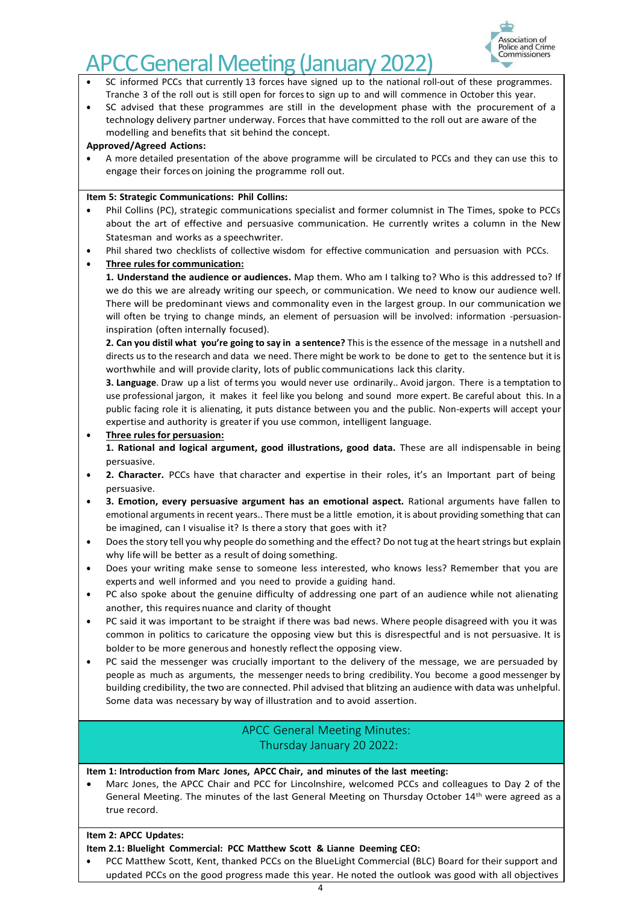- SC informed PCCs that currently 13 forces have signed up to the national roll-out of these programmes. Tranche 3 of the roll out is still open for forces to sign up to and will commence in October this year.
- SC advised that these programmes are still in the development phase with the procurement of a technology delivery partner underway. Forces that have committed to the roll out are aware of the modelling and benefits that sit behind the concept.

**Approved/Agreed Actions:**

- A more detailed presentation of the above programme will be circulated to PCCs and they can use this to engage their forces on joining the programme roll out.

**Item 5: Strategic Communications: Phil Collins:**

- Phil Collins (PC), strategic communications specialist and former columnist in The Times, spoke to PCCs about the art of effective and persuasive communication. He currently writes a column in the New Statesman and works as a speechwriter.
- Phil shared two checklists of collective wisdom for effective communication and persuasion with PCCs.
- <u>**Three rules for communication:**</u>

  **1. Understand the audience or audiences.** Map them. Who am I talking to? Who is this addressed to? If we do this we are already writing our speech, or communication. We need to know our audience well. There will be predominant views and commonality even in the largest group. In our communication we will often be trying to change minds, an element of persuasion will be involved: information -persuasion-inspiration (often internally focused).

  **2. Can you distil what you're going to say in a sentence?** This is the essence of the message in a nutshell and directs us to the research and data we need. There might be work to be done to get to the sentence but it is worthwhile and will provide clarity, lots of public communications lack this clarity.

  **3. Language**. Draw up a list of terms you would never use ordinarily.. Avoid jargon. There is a temptation to use professional jargon, it makes it feel like you belong and sound more expert. Be careful about this. In a public facing role it is alienating, it puts distance between you and the public. Non-experts will accept your expertise and authority is greater if you use common, intelligent language.

- <u>**Three rules for persuasion:**</u>

  **1. Rational and logical argument, good illustrations, good data.** These are all indispensable in being persuasive.
- **2. Character.** PCCs have that character and expertise in their roles, it's an Important part of being persuasive.
- **3. Emotion, every persuasive argument has an emotional aspect.** Rational arguments have fallen to emotional arguments in recent years.. There must be a little emotion, it is about providing something that can be imagined, can I visualise it? Is there a story that goes with it?
- Does the story tell you why people do something and the effect? Do not tug at the heart strings but explain why life will be better as a result of doing something.
- Does your writing make sense to someone less interested, who knows less? Remember that you are experts and well informed and you need to provide a guiding hand.
- PC also spoke about the genuine difficulty of addressing one part of an audience while not alienating another, this requires nuance and clarity of thought
- PC said it was important to be straight if there was bad news. Where people disagreed with you it was common in politics to caricature the opposing view but this is disrespectful and is not persuasive. It is bolder to be more generous and honestly reflect the opposing view.
- PC said the messenger was crucially important to the delivery of the message, we are persuaded by people as much as arguments, the messenger needs to bring credibility. You become a good messenger by building credibility, the two are connected. Phil advised that blitzing an audience with data was unhelpful. Some data was necessary by way of illustration and to avoid assertion.

## APCC General Meeting Minutes: Thursday January 20 2022:

**Item 1: Introduction from Marc Jones, APCC Chair, and minutes of the last meeting:**

- Marc Jones, the APCC Chair and PCC for Lincolnshire, welcomed PCCs and colleagues to Day 2 of the General Meeting. The minutes of the last General Meeting on Thursday October 14th were agreed as a true record.

**Item 2: APCC Updates:**

**Item 2.1: Bluelight Commercial: PCC Matthew Scott & Lianne Deeming CEO:**

- PCC Matthew Scott, Kent, thanked PCCs on the BlueLight Commercial (BLC) Board for their support and updated PCCs on the good progress made this year. He noted the outlook was good with all objectives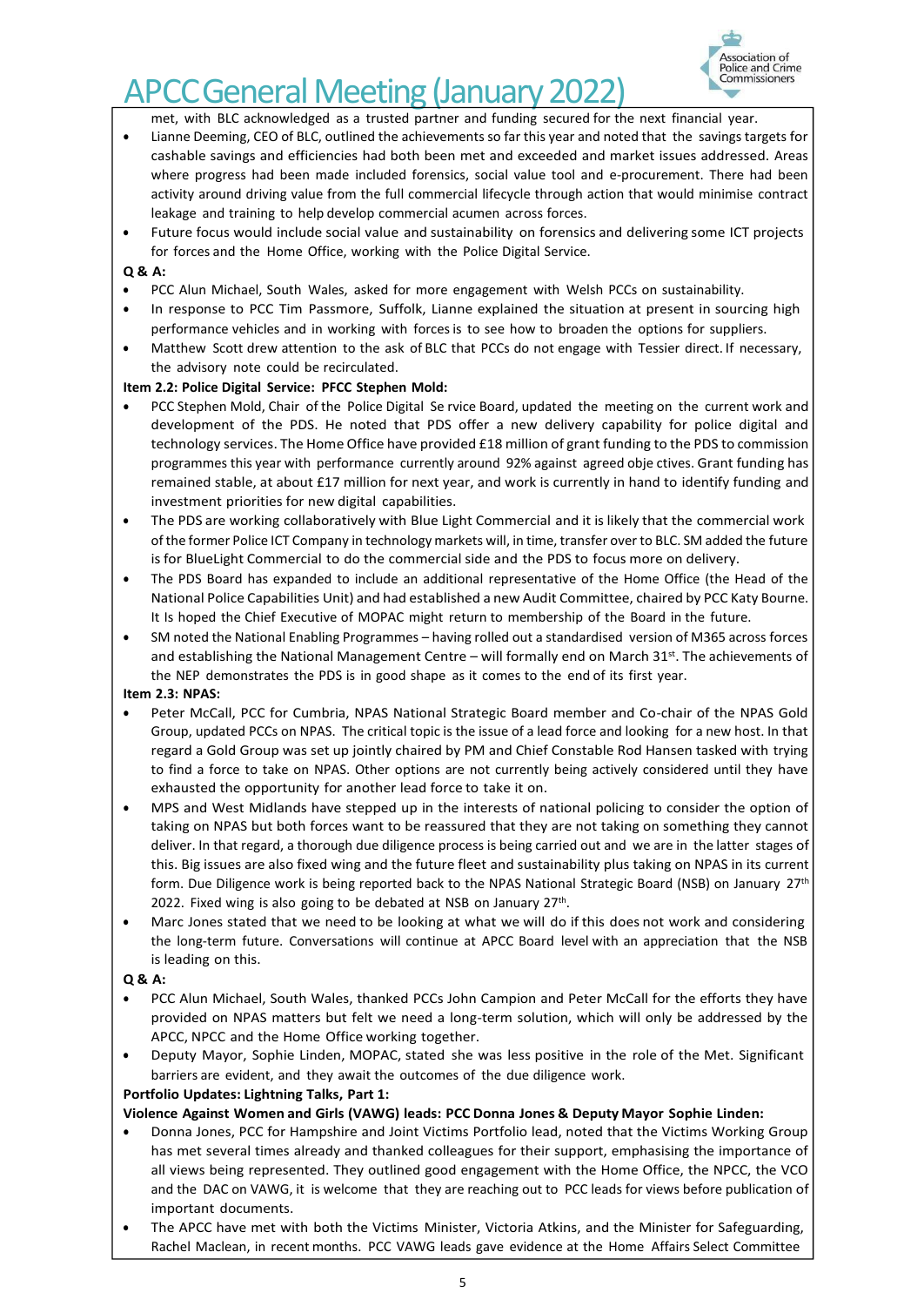met, with BLC acknowledged as a trusted partner and funding secured for the next financial year.

- Lianne Deeming, CEO of BLC, outlined the achievements so far this year and noted that the savings targets for cashable savings and efficiencies had both been met and exceeded and market issues addressed. Areas where progress had been made included forensics, social value tool and e-procurement. There had been activity around driving value from the full commercial lifecycle through action that would minimise contract leakage and training to help develop commercial acumen across forces.
- Future focus would include social value and sustainability on forensics and delivering some ICT projects for forces and the Home Office, working with the Police Digital Service.

**Q & A:**

- PCC Alun Michael, South Wales, asked for more engagement with Welsh PCCs on sustainability.
- In response to PCC Tim Passmore, Suffolk, Lianne explained the situation at present in sourcing high performance vehicles and in working with forces is to see how to broaden the options for suppliers.
- Matthew Scott drew attention to the ask of BLC that PCCs do not engage with Tessier direct. If necessary, the advisory note could be recirculated.

**Item 2.2: Police Digital Service: PFCC Stephen Mold:**

- PCC Stephen Mold, Chair of the Police Digital Se rvice Board, updated the meeting on the current work and development of the PDS. He noted that PDS offer a new delivery capability for police digital and technology services. The Home Office have provided £18 million of grant funding to the PDS to commission programmes this year with performance currently around 92% against agreed obje ctives. Grant funding has remained stable, at about £17 million for next year, and work is currently in hand to identify funding and investment priorities for new digital capabilities.
- The PDS are working collaboratively with Blue Light Commercial and it is likely that the commercial work of the former Police ICT Company in technology markets will, in time, transfer over to BLC. SM added the future is for BlueLight Commercial to do the commercial side and the PDS to focus more on delivery.
- The PDS Board has expanded to include an additional representative of the Home Office (the Head of the National Police Capabilities Unit) and had established a new Audit Committee, chaired by PCC Katy Bourne. It Is hoped the Chief Executive of MOPAC might return to membership of the Board in the future.
- SM noted the National Enabling Programmes – having rolled out a standardised version of M365 across forces and establishing the National Management Centre – will formally end on March 31st. The achievements of the NEP demonstrates the PDS is in good shape as it comes to the end of its first year.

**Item 2.3: NPAS:**

- Peter McCall, PCC for Cumbria, NPAS National Strategic Board member and Co-chair of the NPAS Gold Group, updated PCCs on NPAS. The critical topic is the issue of a lead force and looking for a new host. In that regard a Gold Group was set up jointly chaired by PM and Chief Constable Rod Hansen tasked with trying to find a force to take on NPAS. Other options are not currently being actively considered until they have exhausted the opportunity for another lead force to take it on.
- MPS and West Midlands have stepped up in the interests of national policing to consider the option of taking on NPAS but both forces want to be reassured that they are not taking on something they cannot deliver. In that regard, a thorough due diligence process is being carried out and we are in the latter stages of this. Big issues are also fixed wing and the future fleet and sustainability plus taking on NPAS in its current form. Due Diligence work is being reported back to the NPAS National Strategic Board (NSB) on January 27th 2022. Fixed wing is also going to be debated at NSB on January 27th.
- Marc Jones stated that we need to be looking at what we will do if this does not work and considering the long-term future. Conversations will continue at APCC Board level with an appreciation that the NSB is leading on this.

**Q & A:**

- PCC Alun Michael, South Wales, thanked PCCs John Campion and Peter McCall for the efforts they have provided on NPAS matters but felt we need a long-term solution, which will only be addressed by the APCC, NPCC and the Home Office working together.
- Deputy Mayor, Sophie Linden, MOPAC, stated she was less positive in the role of the Met. Significant barriers are evident, and they await the outcomes of the due diligence work.

**Portfolio Updates: Lightning Talks, Part 1:**

**Violence Against Women and Girls (VAWG) leads: PCC Donna Jones & Deputy Mayor Sophie Linden:**

- Donna Jones, PCC for Hampshire and Joint Victims Portfolio lead, noted that the Victims Working Group has met several times already and thanked colleagues for their support, emphasising the importance of all views being represented. They outlined good engagement with the Home Office, the NPCC, the VCO and the DAC on VAWG, it is welcome that they are reaching out to PCC leads for views before publication of important documents.
- The APCC have met with both the Victims Minister, Victoria Atkins, and the Minister for Safeguarding, Rachel Maclean, in recent months. PCC VAWG leads gave evidence at the Home Affairs Select Committee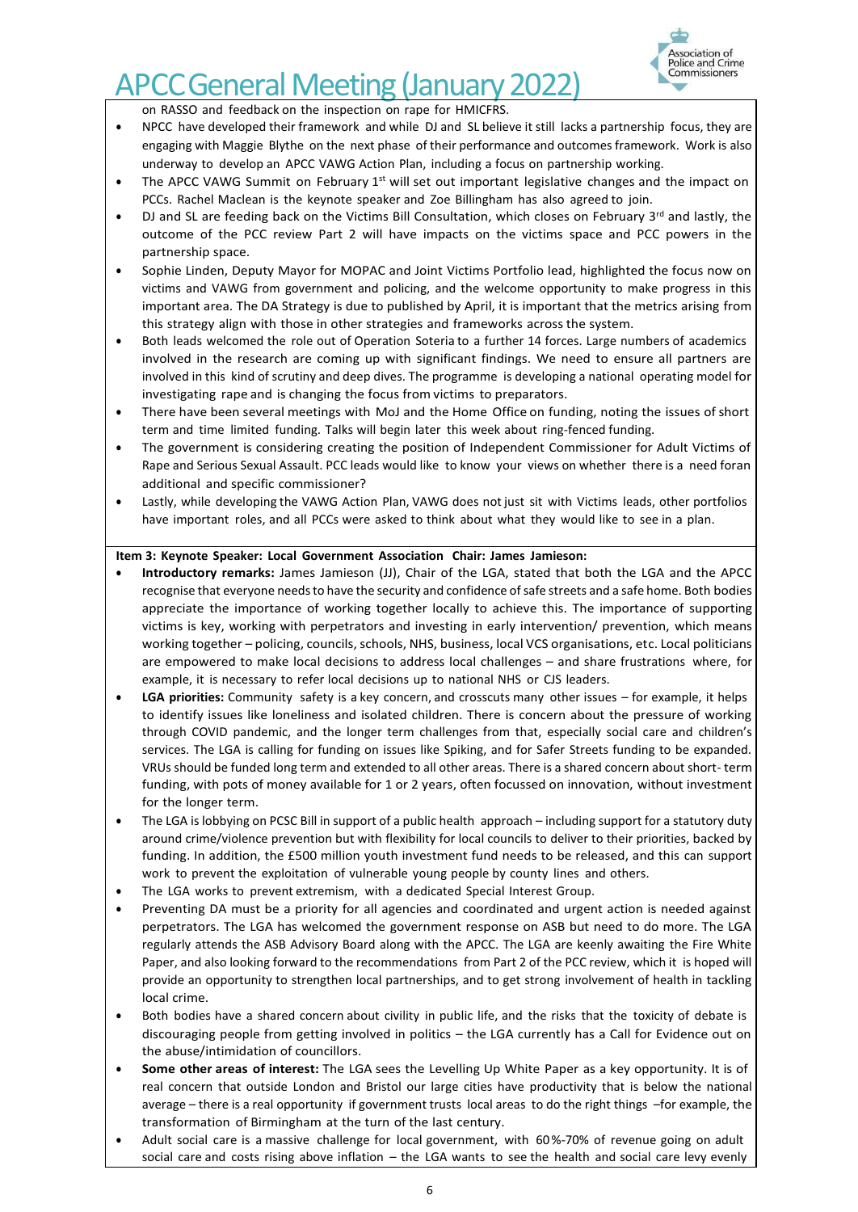on RASSO and feedback on the inspection on rape for HMICFRS.

- NPCC have developed their framework and while DJ and SL believe it still lacks a partnership focus, they are engaging with Maggie Blythe on the next phase of their performance and outcomes framework. Work is also underway to develop an APCC VAWG Action Plan, including a focus on partnership working.
- The APCC VAWG Summit on February 1st will set out important legislative changes and the impact on PCCs. Rachel Maclean is the keynote speaker and Zoe Billingham has also agreed to join.
- DJ and SL are feeding back on the Victims Bill Consultation, which closes on February 3rd and lastly, the outcome of the PCC review Part 2 will have impacts on the victims space and PCC powers in the partnership space.
- Sophie Linden, Deputy Mayor for MOPAC and Joint Victims Portfolio lead, highlighted the focus now on victims and VAWG from government and policing, and the welcome opportunity to make progress in this important area. The DA Strategy is due to published by April, it is important that the metrics arising from this strategy align with those in other strategies and frameworks across the system.
- Both leads welcomed the role out of Operation Soteria to a further 14 forces. Large numbers of academics involved in the research are coming up with significant findings. We need to ensure all partners are involved in this kind of scrutiny and deep dives. The programme is developing a national operating model for investigating rape and is changing the focus from victims to preparators.
- There have been several meetings with MoJ and the Home Office on funding, noting the issues of short term and time limited funding. Talks will begin later this week about ring-fenced funding.
- The government is considering creating the position of Independent Commissioner for Adult Victims of Rape and Serious Sexual Assault. PCC leads would like to know your views on whether there is a need foran additional and specific commissioner?
- Lastly, while developing the VAWG Action Plan, VAWG does not just sit with Victims leads, other portfolios have important roles, and all PCCs were asked to think about what they would like to see in a plan.

**Item 3: Keynote Speaker: Local Government Association Chair: James Jamieson:**

- **Introductory remarks:** James Jamieson (JJ), Chair of the LGA, stated that both the LGA and the APCC recognise that everyone needs to have the security and confidence of safe streets and a safe home. Both bodies appreciate the importance of working together locally to achieve this. The importance of supporting victims is key, working with perpetrators and investing in early intervention/ prevention, which means working together – policing, councils, schools, NHS, business, local VCS organisations, etc. Local politicians are empowered to make local decisions to address local challenges – and share frustrations where, for example, it is necessary to refer local decisions up to national NHS or CJS leaders.
- **LGA priorities:** Community safety is a key concern, and crosscuts many other issues – for example, it helps to identify issues like loneliness and isolated children. There is concern about the pressure of working through COVID pandemic, and the longer term challenges from that, especially social care and children's services. The LGA is calling for funding on issues like Spiking, and for Safer Streets funding to be expanded. VRUs should be funded long term and extended to all other areas. There is a shared concern about short- term funding, with pots of money available for 1 or 2 years, often focussed on innovation, without investment for the longer term.
- The LGA is lobbying on PCSC Bill in support of a public health approach – including support for a statutory duty around crime/violence prevention but with flexibility for local councils to deliver to their priorities, backed by funding. In addition, the £500 million youth investment fund needs to be released, and this can support work to prevent the exploitation of vulnerable young people by county lines and others.
- The LGA works to prevent extremism, with a dedicated Special Interest Group.
- Preventing DA must be a priority for all agencies and coordinated and urgent action is needed against perpetrators. The LGA has welcomed the government response on ASB but need to do more. The LGA regularly attends the ASB Advisory Board along with the APCC. The LGA are keenly awaiting the Fire White Paper, and also looking forward to the recommendations from Part 2 of the PCC review, which it is hoped will provide an opportunity to strengthen local partnerships, and to get strong involvement of health in tackling local crime.
- Both bodies have a shared concern about civility in public life, and the risks that the toxicity of debate is discouraging people from getting involved in politics – the LGA currently has a Call for Evidence out on the abuse/intimidation of councillors.
- **Some other areas of interest:** The LGA sees the Levelling Up White Paper as a key opportunity. It is of real concern that outside London and Bristol our large cities have productivity that is below the national average – there is a real opportunity if government trusts local areas to do the right things –for example, the transformation of Birmingham at the turn of the last century.
- Adult social care is a massive challenge for local government, with 60%-70% of revenue going on adult social care and costs rising above inflation – the LGA wants to see the health and social care levy evenly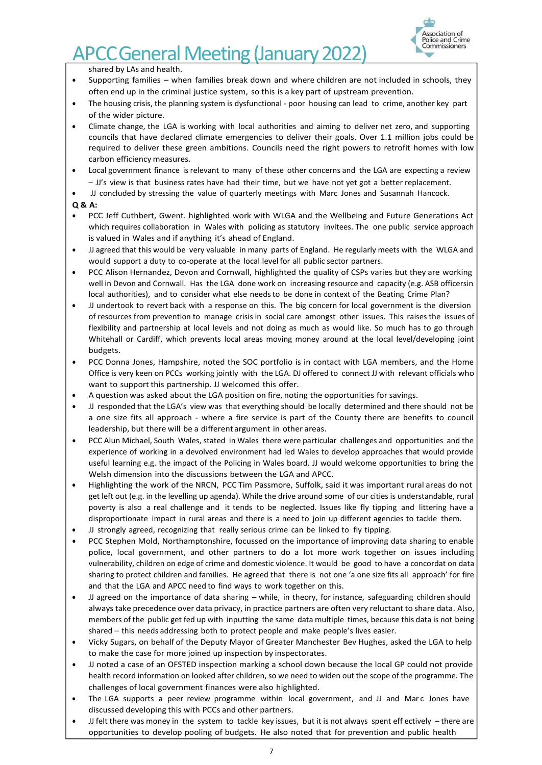shared by LAs and health.

- Supporting families – when families break down and where children are not included in schools, they often end up in the criminal justice system, so this is a key part of upstream prevention.
- The housing crisis, the planning system is dysfunctional - poor housing can lead to crime, another key part of the wider picture.
- Climate change, the LGA is working with local authorities and aiming to deliver net zero, and supporting councils that have declared climate emergencies to deliver their goals. Over 1.1 million jobs could be required to deliver these green ambitions. Councils need the right powers to retrofit homes with low carbon efficiency measures.
- Local government finance is relevant to many of these other concerns and the LGA are expecting a review – JJ's view is that business rates have had their time, but we have not yet got a better replacement.
- JJ concluded by stressing the value of quarterly meetings with Marc Jones and Susannah Hancock.

**Q & A:**

- PCC Jeff Cuthbert, Gwent. highlighted work with WLGA and the Wellbeing and Future Generations Act which requires collaboration in Wales with policing as statutory invitees. The one public service approach is valued in Wales and if anything it's ahead of England.
- JJ agreed that this would be very valuable in many parts of England. He regularly meets with the WLGA and would support a duty to co-operate at the local level for all public sector partners.
- PCC Alison Hernandez, Devon and Cornwall, highlighted the quality of CSPs varies but they are working well in Devon and Cornwall. Has the LGA done work on increasing resource and capacity (e.g. ASB officersin local authorities), and to consider what else needs to be done in context of the Beating Crime Plan?
- JJ undertook to revert back with a response on this. The big concern for local government is the diversion of resources from prevention to manage crisis in social care amongst other issues. This raises the issues of flexibility and partnership at local levels and not doing as much as would like. So much has to go through Whitehall or Cardiff, which prevents local areas moving money around at the local level/developing joint budgets.
- PCC Donna Jones, Hampshire, noted the SOC portfolio is in contact with LGA members, and the Home Office is very keen on PCCs working jointly with the LGA. DJ offered to connect JJ with relevant officials who want to support this partnership. JJ welcomed this offer.
- A question was asked about the LGA position on fire, noting the opportunities for savings.
- JJ responded that the LGA's view was that everything should be locally determined and there should not be a one size fits all approach - where a fire service is part of the County there are benefits to council leadership, but there will be a different argument in other areas.
- PCC Alun Michael, South Wales, stated in Wales there were particular challenges and opportunities and the experience of working in a devolved environment had led Wales to develop approaches that would provide useful learning e.g. the impact of the Policing in Wales board. JJ would welcome opportunities to bring the Welsh dimension into the discussions between the LGA and APCC.
- Highlighting the work of the NRCN, PCC Tim Passmore, Suffolk, said it was important rural areas do not get left out (e.g. in the levelling up agenda). While the drive around some of our cities is understandable, rural poverty is also a real challenge and it tends to be neglected. Issues like fly tipping and littering have a disproportionate impact in rural areas and there is a need to join up different agencies to tackle them.
- JJ strongly agreed, recognizing that really serious crime can be linked to fly tipping.
- PCC Stephen Mold, Northamptonshire, focussed on the importance of improving data sharing to enable police, local government, and other partners to do a lot more work together on issues including vulnerability, children on edge of crime and domestic violence. It would be good to have a concordat on data sharing to protect children and families. He agreed that there is not one 'a one size fits all approach' for fire and that the LGA and APCC need to find ways to work together on this.
- JJ agreed on the importance of data sharing – while, in theory, for instance, safeguarding children should always take precedence over data privacy, in practice partners are often very reluctant to share data. Also, members of the public get fed up with inputting the same data multiple times, because this data is not being shared – this needs addressing both to protect people and make people's lives easier.
- Vicky Sugars, on behalf of the Deputy Mayor of Greater Manchester Bev Hughes, asked the LGA to help to make the case for more joined up inspection by inspectorates.
- JJ noted a case of an OFSTED inspection marking a school down because the local GP could not provide health record information on looked after children, so we need to widen out the scope of the programme. The challenges of local government finances were also highlighted.
- The LGA supports a peer review programme within local government, and JJ and Marc Jones have discussed developing this with PCCs and other partners.
- JJ felt there was money in the system to tackle key issues, but it is not always spent effectively – there are opportunities to develop pooling of budgets. He also noted that for prevention and public health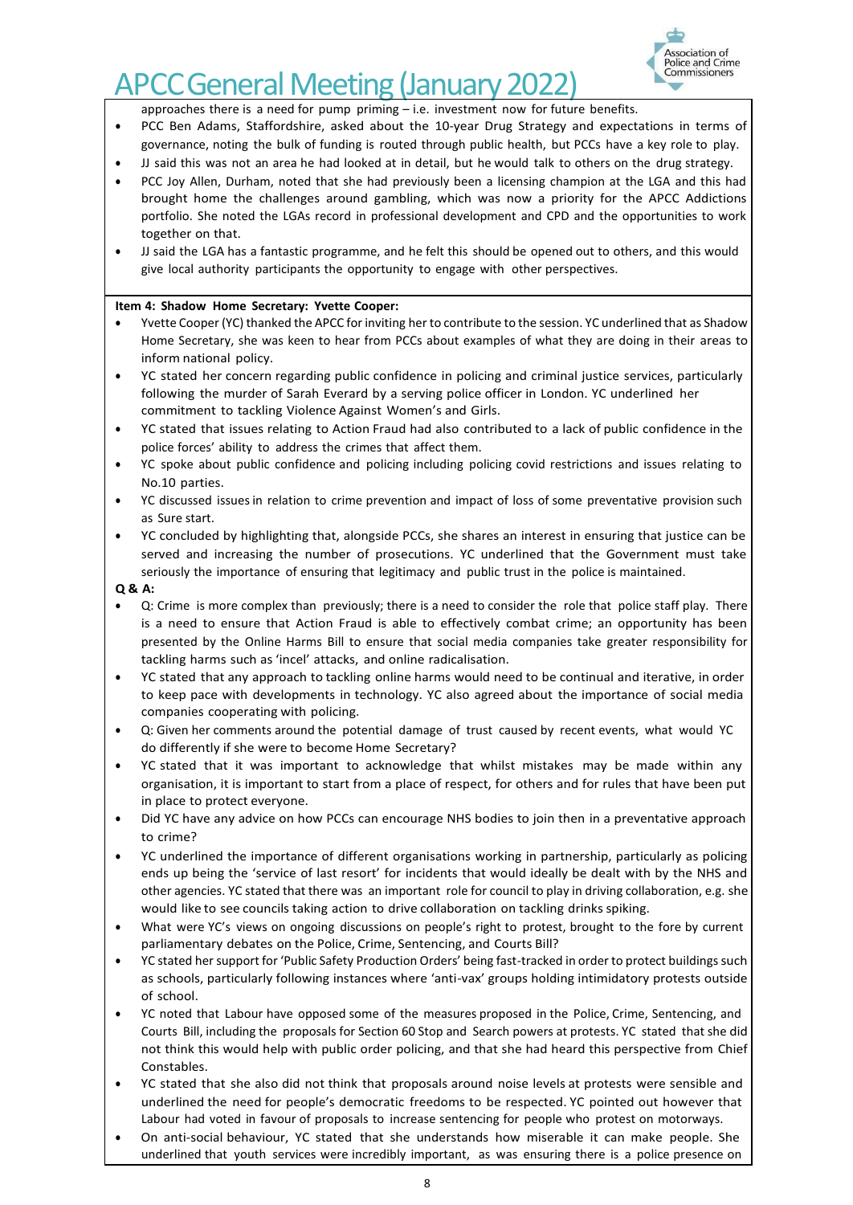approaches there is a need for pump priming – i.e. investment now for future benefits.

- PCC Ben Adams, Staffordshire, asked about the 10-year Drug Strategy and expectations in terms of governance, noting the bulk of funding is routed through public health, but PCCs have a key role to play.
- JJ said this was not an area he had looked at in detail, but he would talk to others on the drug strategy.
- PCC Joy Allen, Durham, noted that she had previously been a licensing champion at the LGA and this had brought home the challenges around gambling, which was now a priority for the APCC Addictions portfolio. She noted the LGAs record in professional development and CPD and the opportunities to work together on that.
- JJ said the LGA has a fantastic programme, and he felt this should be opened out to others, and this would give local authority participants the opportunity to engage with other perspectives.

**Item 4: Shadow Home Secretary: Yvette Cooper:**

- Yvette Cooper (YC) thanked the APCC for inviting her to contribute to the session. YC underlined that as Shadow Home Secretary, she was keen to hear from PCCs about examples of what they are doing in their areas to inform national policy.
- YC stated her concern regarding public confidence in policing and criminal justice services, particularly following the murder of Sarah Everard by a serving police officer in London. YC underlined her commitment to tackling Violence Against Women's and Girls.
- YC stated that issues relating to Action Fraud had also contributed to a lack of public confidence in the police forces' ability to address the crimes that affect them.
- YC spoke about public confidence and policing including policing covid restrictions and issues relating to No.10 parties.
- YC discussed issues in relation to crime prevention and impact of loss of some preventative provision such as Sure start.
- YC concluded by highlighting that, alongside PCCs, she shares an interest in ensuring that justice can be served and increasing the number of prosecutions. YC underlined that the Government must take seriously the importance of ensuring that legitimacy and public trust in the police is maintained.

**Q & A:**

- Q: Crime is more complex than previously; there is a need to consider the role that police staff play. There is a need to ensure that Action Fraud is able to effectively combat crime; an opportunity has been presented by the Online Harms Bill to ensure that social media companies take greater responsibility for tackling harms such as 'incel' attacks, and online radicalisation.
- YC stated that any approach to tackling online harms would need to be continual and iterative, in order to keep pace with developments in technology. YC also agreed about the importance of social media companies cooperating with policing.
- Q: Given her comments around the potential damage of trust caused by recent events, what would YC do differently if she were to become Home Secretary?
- YC stated that it was important to acknowledge that whilst mistakes may be made within any organisation, it is important to start from a place of respect, for others and for rules that have been put in place to protect everyone.
- Did YC have any advice on how PCCs can encourage NHS bodies to join then in a preventative approach to crime?
- YC underlined the importance of different organisations working in partnership, particularly as policing ends up being the 'service of last resort' for incidents that would ideally be dealt with by the NHS and other agencies. YC stated that there was an important role for council to play in driving collaboration, e.g. she would like to see councils taking action to drive collaboration on tackling drinks spiking.
- What were YC's views on ongoing discussions on people's right to protest, brought to the fore by current parliamentary debates on the Police, Crime, Sentencing, and Courts Bill?
- YC stated her support for 'Public Safety Production Orders' being fast-tracked in order to protect buildings such as schools, particularly following instances where 'anti-vax' groups holding intimidatory protests outside of school.
- YC noted that Labour have opposed some of the measures proposed in the Police, Crime, Sentencing, and Courts Bill, including the proposals for Section 60 Stop and Search powers at protests. YC stated that she did not think this would help with public order policing, and that she had heard this perspective from Chief Constables.
- YC stated that she also did not think that proposals around noise levels at protests were sensible and underlined the need for people's democratic freedoms to be respected. YC pointed out however that Labour had voted in favour of proposals to increase sentencing for people who protest on motorways.
- On anti-social behaviour, YC stated that she understands how miserable it can make people. She underlined that youth services were incredibly important, as was ensuring there is a police presence on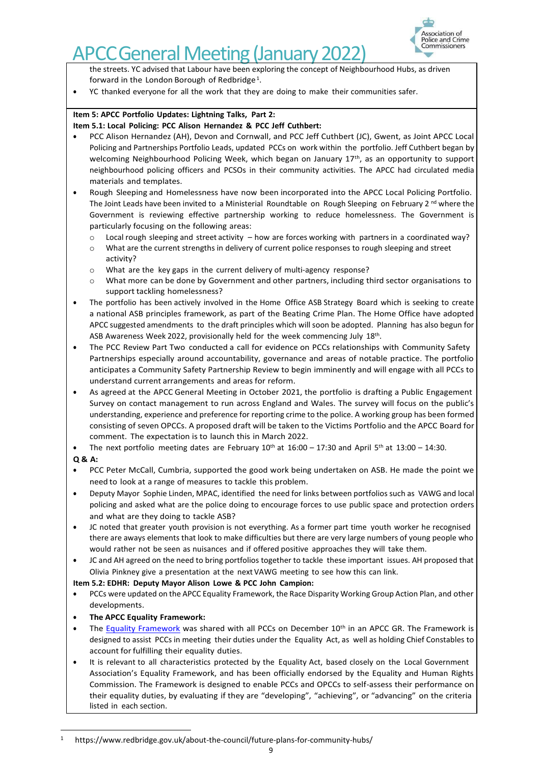the streets. YC advised that Labour have been exploring the concept of Neighbourhood Hubs, as driven forward in the London Borough of Redbridge[1].

- YC thanked everyone for all the work that they are doing to make their communities safer.

**Item 5: APCC Portfolio Updates: Lightning Talks, Part 2:**

**Item 5.1: Local Policing: PCC Alison Hernandez & PCC Jeff Cuthbert:**

- PCC Alison Hernandez (AH), Devon and Cornwall, and PCC Jeff Cuthbert (JC), Gwent, as Joint APCC Local Policing and Partnerships Portfolio Leads, updated PCCs on work within the portfolio. Jeff Cuthbert began by welcoming Neighbourhood Policing Week, which began on January 17th, as an opportunity to support neighbourhood policing officers and PCSOs in their community activities. The APCC had circulated media materials and templates.
- Rough Sleeping and Homelessness have now been incorporated into the APCC Local Policing Portfolio. The Joint Leads have been invited to a Ministerial Roundtable on Rough Sleeping on February 2nd where the Government is reviewing effective partnership working to reduce homelessness. The Government is particularly focusing on the following areas:
  - Local rough sleeping and street activity – how are forces working with partners in a coordinated way?
  - What are the current strengths in delivery of current police responses to rough sleeping and street activity?
  - What are the key gaps in the current delivery of multi-agency response?
  - What more can be done by Government and other partners, including third sector organisations to support tackling homelessness?
- The portfolio has been actively involved in the Home Office ASB Strategy Board which is seeking to create a national ASB principles framework, as part of the Beating Crime Plan. The Home Office have adopted APCC suggested amendments to the draft principles which will soon be adopted. Planning has also begun for ASB Awareness Week 2022, provisionally held for the week commencing July 18th.
- The PCC Review Part Two conducted a call for evidence on PCCs relationships with Community Safety Partnerships especially around accountability, governance and areas of notable practice. The portfolio anticipates a Community Safety Partnership Review to begin imminently and will engage with all PCCs to understand current arrangements and areas for reform.
- As agreed at the APCC General Meeting in October 2021, the portfolio is drafting a Public Engagement Survey on contact management to run across England and Wales. The survey will focus on the public's understanding, experience and preference for reporting crime to the police. A working group has been formed consisting of seven OPCCs. A proposed draft will be taken to the Victims Portfolio and the APCC Board for comment. The expectation is to launch this in March 2022.
- The next portfolio meeting dates are February 10th at 16:00 – 17:30 and April 5th at 13:00 – 14:30.

**Q & A:**

- PCC Peter McCall, Cumbria, supported the good work being undertaken on ASB. He made the point we need to look at a range of measures to tackle this problem.
- Deputy Mayor Sophie Linden, MPAC, identified the need for links between portfolios such as VAWG and local policing and asked what are the police doing to encourage forces to use public space and protection orders and what are they doing to tackle ASB?
- JC noted that greater youth provision is not everything. As a former part time youth worker he recognised there are aways elements that look to make difficulties but there are very large numbers of young people who would rather not be seen as nuisances and if offered positive approaches they will take them.
- JC and AH agreed on the need to bring portfolios together to tackle these important issues. AH proposed that Olivia Pinkney give a presentation at the next VAWG meeting to see how this can link.

**Item 5.2: EDHR: Deputy Mayor Alison Lowe & PCC John Campion:**

- PCCs were updated on the APCC Equality Framework, the Race Disparity Working Group Action Plan, and other developments.
- **The APCC Equality Framework:**
- The Equality Framework was shared with all PCCs on December 10th in an APCC GR. The Framework is designed to assist PCCs in meeting their duties under the Equality Act, as well as holding Chief Constables to account for fulfilling their equality duties.
- It is relevant to all characteristics protected by the Equality Act, based closely on the Local Government Association's Equality Framework, and has been officially endorsed by the Equality and Human Rights Commission. The Framework is designed to enable PCCs and OPCCs to self-assess their performance on their equality duties, by evaluating if they are "developing", "achieving", or "advancing" on the criteria listed in each section.

[1] https://www.redbridge.gov.uk/about-the-council/future-plans-for-community-hubs/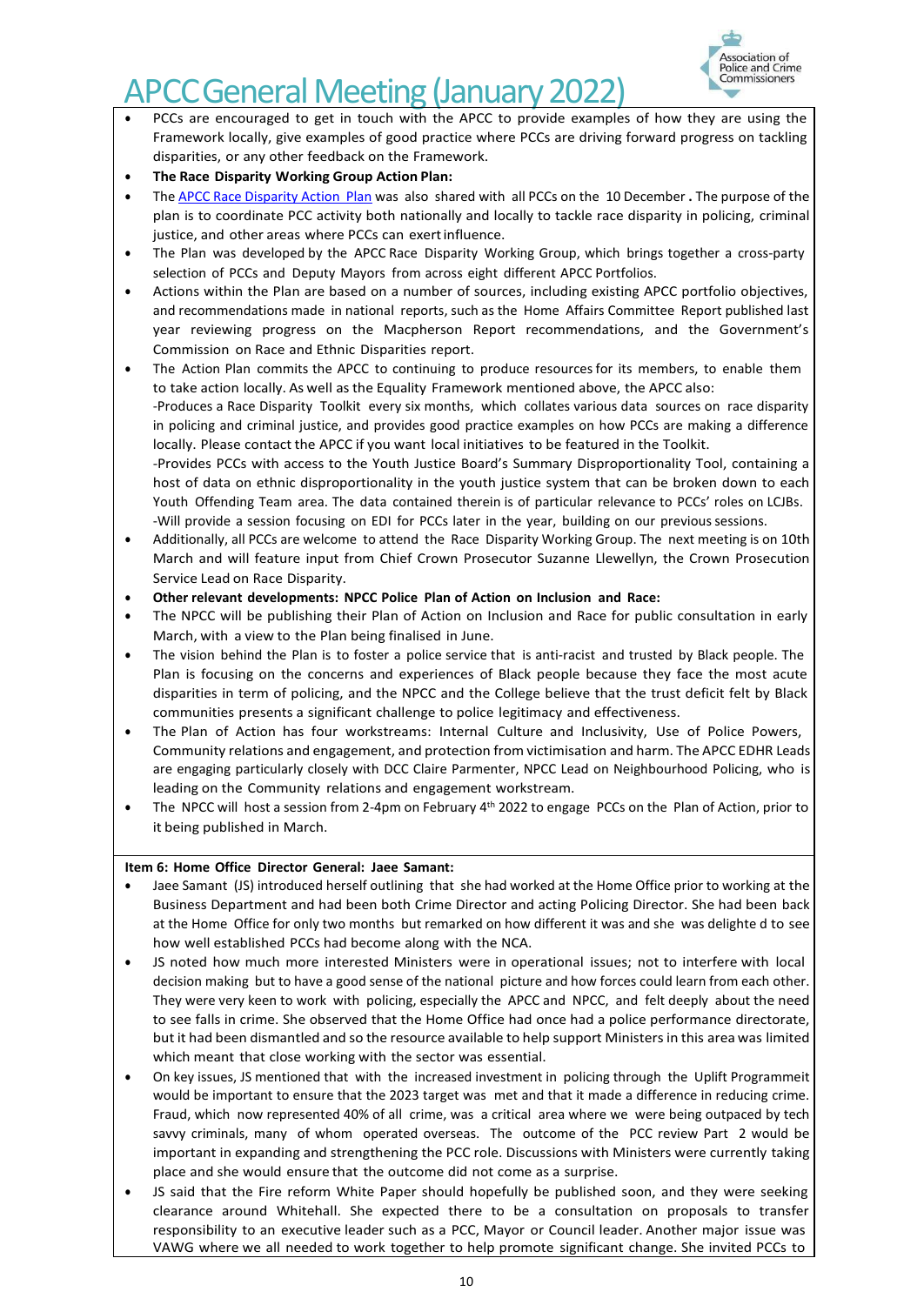# APCC General Meeting (January 2022)

- PCCs are encouraged to get in touch with the APCC to provide examples of how they are using the Framework locally, give examples of good practice where PCCs are driving forward progress on tackling disparities, or any other feedback on the Framework.
- **The Race Disparity Working Group Action Plan:**
- The APCC Race Disparity Action Plan was also shared with all PCCs on the 10 December. The purpose of the plan is to coordinate PCC activity both nationally and locally to tackle race disparity in policing, criminal justice, and other areas where PCCs can exert influence.
- The Plan was developed by the APCC Race Disparity Working Group, which brings together a cross-party selection of PCCs and Deputy Mayors from across eight different APCC Portfolios.
- Actions within the Plan are based on a number of sources, including existing APCC portfolio objectives, and recommendations made in national reports, such as the Home Affairs Committee Report published last year reviewing progress on the Macpherson Report recommendations, and the Government's Commission on Race and Ethnic Disparities report.
- The Action Plan commits the APCC to continuing to produce resources for its members, to enable them to take action locally. As well as the Equality Framework mentioned above, the APCC also:
  -Produces a Race Disparity Toolkit every six months, which collates various data sources on race disparity in policing and criminal justice, and provides good practice examples on how PCCs are making a difference locally. Please contact the APCC if you want local initiatives to be featured in the Toolkit.
  -Provides PCCs with access to the Youth Justice Board's Summary Disproportionality Tool, containing a host of data on ethnic disproportionality in the youth justice system that can be broken down to each Youth Offending Team area. The data contained therein is of particular relevance to PCCs' roles on LCJBs.
  -Will provide a session focusing on EDI for PCCs later in the year, building on our previous sessions.
- Additionally, all PCCs are welcome to attend the Race Disparity Working Group. The next meeting is on 10th March and will feature input from Chief Crown Prosecutor Suzanne Llewellyn, the Crown Prosecution Service Lead on Race Disparity.
- **Other relevant developments: NPCC Police Plan of Action on Inclusion and Race:**
- The NPCC will be publishing their Plan of Action on Inclusion and Race for public consultation in early March, with a view to the Plan being finalised in June.
- The vision behind the Plan is to foster a police service that is anti-racist and trusted by Black people. The Plan is focusing on the concerns and experiences of Black people because they face the most acute disparities in term of policing, and the NPCC and the College believe that the trust deficit felt by Black communities presents a significant challenge to police legitimacy and effectiveness.
- The Plan of Action has four workstreams: Internal Culture and Inclusivity, Use of Police Powers, Community relations and engagement, and protection from victimisation and harm. The APCC EDHR Leads are engaging particularly closely with DCC Claire Parmenter, NPCC Lead on Neighbourhood Policing, who is leading on the Community relations and engagement workstream.
- The NPCC will host a session from 2-4pm on February 4th 2022 to engage PCCs on the Plan of Action, prior to it being published in March.

**Item 6: Home Office Director General: Jaee Samant:**

- Jaee Samant (JS) introduced herself outlining that she had worked at the Home Office prior to working at the Business Department and had been both Crime Director and acting Policing Director. She had been back at the Home Office for only two months but remarked on how different it was and she was delighted to see how well established PCCs had become along with the NCA.
- JS noted how much more interested Ministers were in operational issues; not to interfere with local decision making but to have a good sense of the national picture and how forces could learn from each other. They were very keen to work with policing, especially the APCC and NPCC, and felt deeply about the need to see falls in crime. She observed that the Home Office had once had a police performance directorate, but it had been dismantled and so the resource available to help support Ministers in this area was limited which meant that close working with the sector was essential.
- On key issues, JS mentioned that with the increased investment in policing through the Uplift Programmeit would be important to ensure that the 2023 target was met and that it made a difference in reducing crime. Fraud, which now represented 40% of all crime, was a critical area where we were being outpaced by tech savvy criminals, many of whom operated overseas. The outcome of the PCC review Part 2 would be important in expanding and strengthening the PCC role. Discussions with Ministers were currently taking place and she would ensure that the outcome did not come as a surprise.
- JS said that the Fire reform White Paper should hopefully be published soon, and they were seeking clearance around Whitehall. She expected there to be a consultation on proposals to transfer responsibility to an executive leader such as a PCC, Mayor or Council leader. Another major issue was VAWG where we all needed to work together to help promote significant change. She invited PCCs to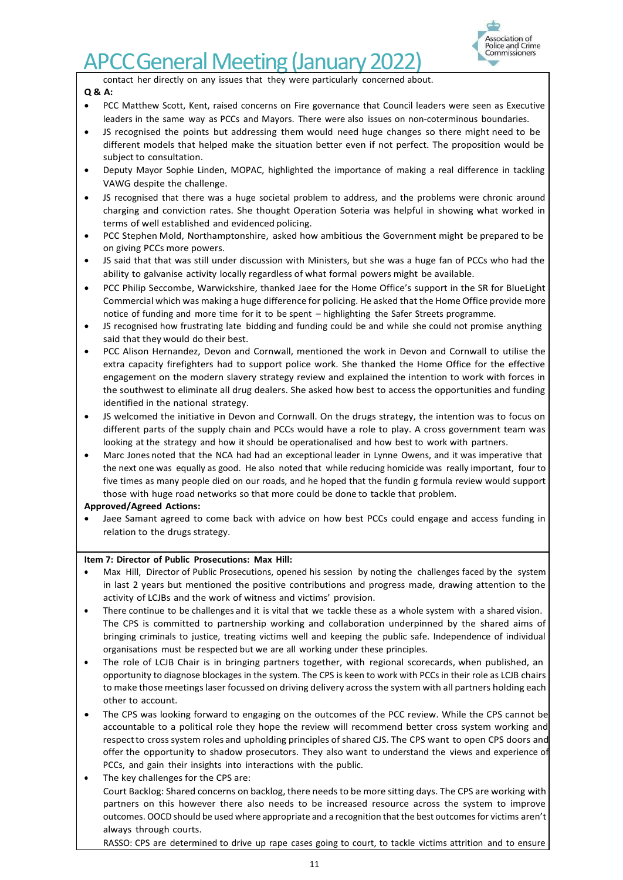contact her directly on any issues that they were particularly concerned about.

**Q & A:**

- PCC Matthew Scott, Kent, raised concerns on Fire governance that Council leaders were seen as Executive leaders in the same way as PCCs and Mayors. There were also issues on non-coterminous boundaries.
- JS recognised the points but addressing them would need huge changes so there might need to be different models that helped make the situation better even if not perfect. The proposition would be subject to consultation.
- Deputy Mayor Sophie Linden, MOPAC, highlighted the importance of making a real difference in tackling VAWG despite the challenge.
- JS recognised that there was a huge societal problem to address, and the problems were chronic around charging and conviction rates. She thought Operation Soteria was helpful in showing what worked in terms of well established and evidenced policing.
- PCC Stephen Mold, Northamptonshire, asked how ambitious the Government might be prepared to be on giving PCCs more powers.
- JS said that that was still under discussion with Ministers, but she was a huge fan of PCCs who had the ability to galvanise activity locally regardless of what formal powers might be available.
- PCC Philip Seccombe, Warwickshire, thanked Jaee for the Home Office's support in the SR for BlueLight Commercial which was making a huge difference for policing. He asked that the Home Office provide more notice of funding and more time for it to be spent – highlighting the Safer Streets programme.
- JS recognised how frustrating late bidding and funding could be and while she could not promise anything said that they would do their best.
- PCC Alison Hernandez, Devon and Cornwall, mentioned the work in Devon and Cornwall to utilise the extra capacity firefighters had to support police work. She thanked the Home Office for the effective engagement on the modern slavery strategy review and explained the intention to work with forces in the southwest to eliminate all drug dealers. She asked how best to access the opportunities and funding identified in the national strategy.
- JS welcomed the initiative in Devon and Cornwall. On the drugs strategy, the intention was to focus on different parts of the supply chain and PCCs would have a role to play. A cross government team was looking at the strategy and how it should be operationalised and how best to work with partners.
- Marc Jones noted that the NCA had had an exceptional leader in Lynne Owens, and it was imperative that the next one was equally as good. He also noted that while reducing homicide was really important, four to five times as many people died on our roads, and he hoped that the fundin g formula review would support those with huge road networks so that more could be done to tackle that problem.

**Approved/Agreed Actions:**

- Jaee Samant agreed to come back with advice on how best PCCs could engage and access funding in relation to the drugs strategy.

**Item 7: Director of Public Prosecutions: Max Hill:**

- Max Hill, Director of Public Prosecutions, opened his session by noting the challenges faced by the system in last 2 years but mentioned the positive contributions and progress made, drawing attention to the activity of LCJBs and the work of witness and victims' provision.
- There continue to be challenges and it is vital that we tackle these as a whole system with a shared vision. The CPS is committed to partnership working and collaboration underpinned by the shared aims of bringing criminals to justice, treating victims well and keeping the public safe. Independence of individual organisations must be respected but we are all working under these principles.
- The role of LCJB Chair is in bringing partners together, with regional scorecards, when published, an opportunity to diagnose blockages in the system. The CPS is keen to work with PCCs in their role as LCJB chairs to make those meetings laser focussed on driving delivery across the system with all partners holding each other to account.
- The CPS was looking forward to engaging on the outcomes of the PCC review. While the CPS cannot be accountable to a political role they hope the review will recommend better cross system working and respect to cross system roles and upholding principles of shared CJS. The CPS want to open CPS doors and offer the opportunity to shadow prosecutors. They also want to understand the views and experience of PCCs, and gain their insights into interactions with the public.
- The key challenges for the CPS are:

  Court Backlog: Shared concerns on backlog, there needs to be more sitting days. The CPS are working with partners on this however there also needs to be increased resource across the system to improve outcomes. OOCD should be used where appropriate and a recognition that the best outcomes for victims aren't always through courts.

  RASSO: CPS are determined to drive up rape cases going to court, to tackle victims attrition and to ensure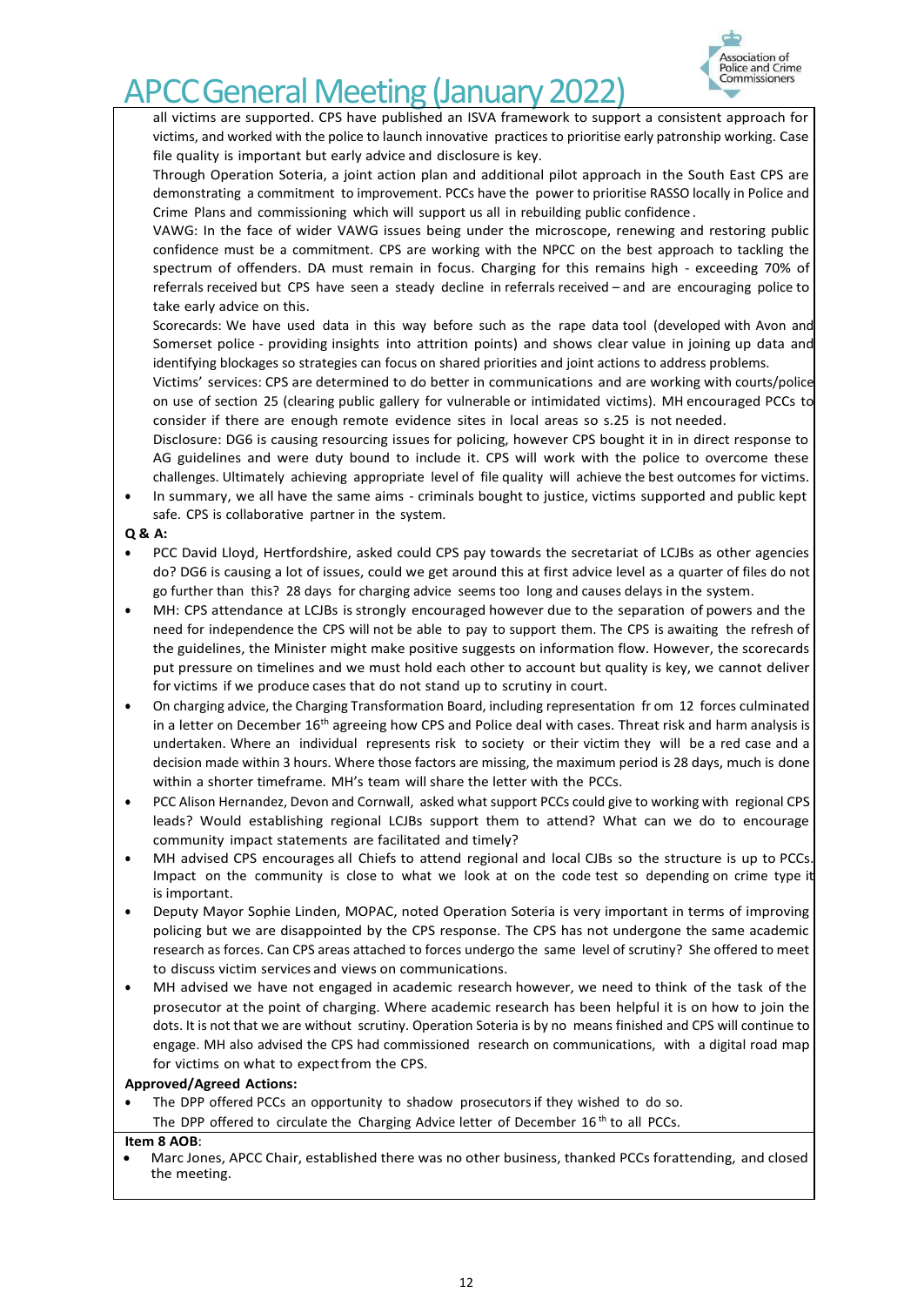all victims are supported. CPS have published an ISVA framework to support a consistent approach for victims, and worked with the police to launch innovative practices to prioritise early patronship working. Case file quality is important but early advice and disclosure is key.

Through Operation Soteria, a joint action plan and additional pilot approach in the South East CPS are demonstrating a commitment to improvement. PCCs have the power to prioritise RASSO locally in Police and Crime Plans and commissioning which will support us all in rebuilding public confidence.

VAWG: In the face of wider VAWG issues being under the microscope, renewing and restoring public confidence must be a commitment. CPS are working with the NPCC on the best approach to tackling the spectrum of offenders. DA must remain in focus. Charging for this remains high - exceeding 70% of referrals received but CPS have seen a steady decline in referrals received – and are encouraging police to take early advice on this.

Scorecards: We have used data in this way before such as the rape data tool (developed with Avon and Somerset police - providing insights into attrition points) and shows clear value in joining up data and identifying blockages so strategies can focus on shared priorities and joint actions to address problems.

Victims' services: CPS are determined to do better in communications and are working with courts/police on use of section 25 (clearing public gallery for vulnerable or intimidated victims). MH encouraged PCCs to consider if there are enough remote evidence sites in local areas so s.25 is not needed.

Disclosure: DG6 is causing resourcing issues for policing, however CPS bought it in in direct response to AG guidelines and were duty bound to include it. CPS will work with the police to overcome these challenges. Ultimately achieving appropriate level of file quality will achieve the best outcomes for victims.

- In summary, we all have the same aims - criminals bought to justice, victims supported and public kept safe. CPS is collaborative partner in the system.

**Q & A:**

- PCC David Lloyd, Hertfordshire, asked could CPS pay towards the secretariat of LCJBs as other agencies do? DG6 is causing a lot of issues, could we get around this at first advice level as a quarter of files do not go further than this? 28 days for charging advice seems too long and causes delays in the system.
- MH: CPS attendance at LCJBs is strongly encouraged however due to the separation of powers and the need for independence the CPS will not be able to pay to support them. The CPS is awaiting the refresh of the guidelines, the Minister might make positive suggests on information flow. However, the scorecards put pressure on timelines and we must hold each other to account but quality is key, we cannot deliver for victims if we produce cases that do not stand up to scrutiny in court.
- On charging advice, the Charging Transformation Board, including representation from 12 forces culminated in a letter on December 16th agreeing how CPS and Police deal with cases. Threat risk and harm analysis is undertaken. Where an individual represents risk to society or their victim they will be a red case and a decision made within 3 hours. Where those factors are missing, the maximum period is 28 days, much is done within a shorter timeframe. MH's team will share the letter with the PCCs.
- PCC Alison Hernandez, Devon and Cornwall, asked what support PCCs could give to working with regional CPS leads? Would establishing regional LCJBs support them to attend? What can we do to encourage community impact statements are facilitated and timely?
- MH advised CPS encourages all Chiefs to attend regional and local CJBs so the structure is up to PCCs. Impact on the community is close to what we look at on the code test so depending on crime type it is important.
- Deputy Mayor Sophie Linden, MOPAC, noted Operation Soteria is very important in terms of improving policing but we are disappointed by the CPS response. The CPS has not undergone the same academic research as forces. Can CPS areas attached to forces undergo the same level of scrutiny? She offered to meet to discuss victim services and views on communications.
- MH advised we have not engaged in academic research however, we need to think of the task of the prosecutor at the point of charging. Where academic research has been helpful it is on how to join the dots. It is not that we are without scrutiny. Operation Soteria is by no means finished and CPS will continue to engage. MH also advised the CPS had commissioned research on communications, with a digital road map for victims on what to expect from the CPS.

**Approved/Agreed Actions:**

- The DPP offered PCCs an opportunity to shadow prosecutors if they wished to do so.
  The DPP offered to circulate the Charging Advice letter of December 16th to all PCCs.

**Item 8 AOB**:

- Marc Jones, APCC Chair, established there was no other business, thanked PCCs for attending, and closed the meeting.